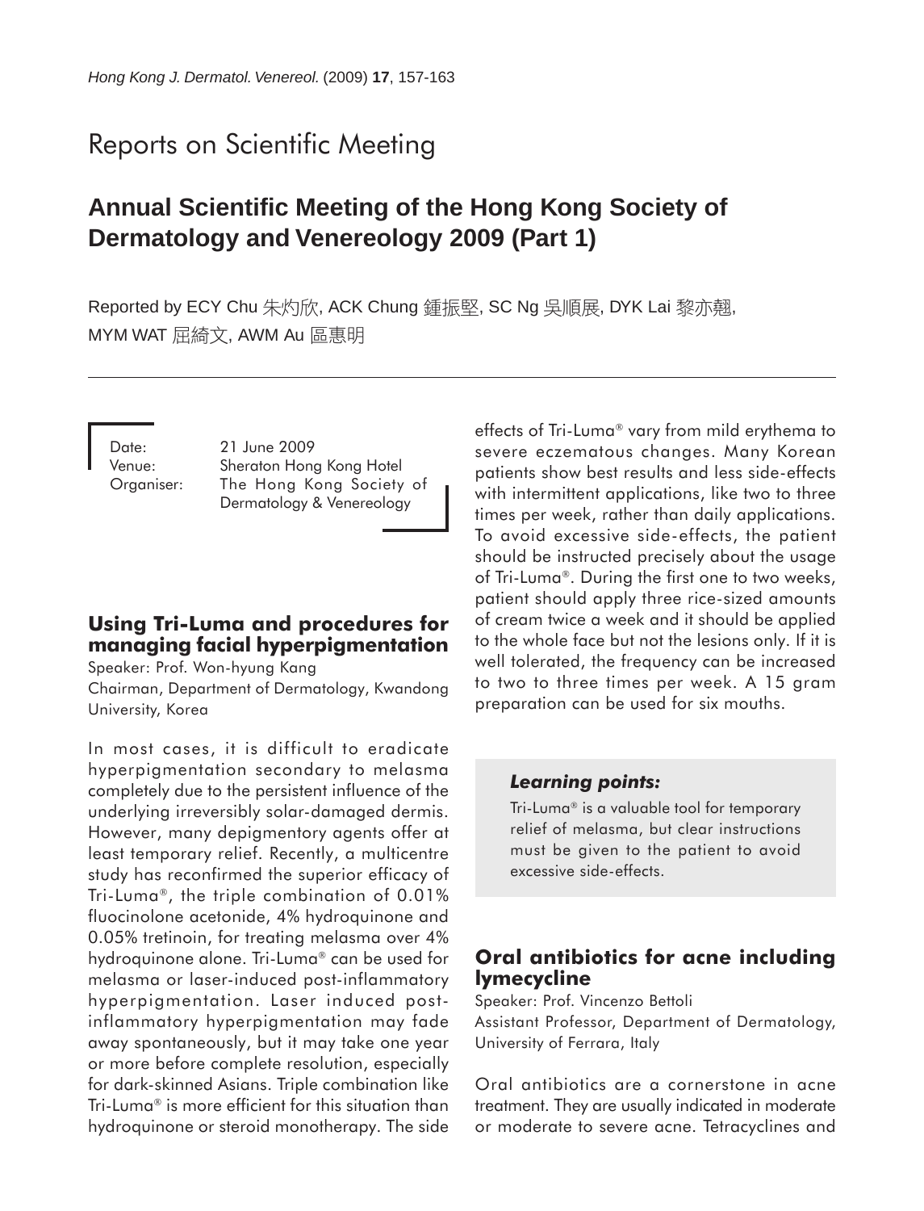# Reports on Scientific Meeting

## Annual Scientific Meeting of the Hong Kong Society of Dermatology and Venereology 2009 (Part 1)

Reported by ECY Chu 朱灼欣, ACK Chung 鍾振堅, SC Ng 吳順展, DYK Lai 黎亦翹, MYM WAT 屈綺文, AWM Au 區惠明

Date: 21 June 2009
Venue: Sheraton Hong Kong Hotel
Organiser: The Hong Kong Society of Dermatology & Venereology

### Using Tri-Luma and procedures for managing facial hyperpigmentation

Speaker: Prof. Won-hyung Kang
Chairman, Department of Dermatology, Kwandong University, Korea

In most cases, it is difficult to eradicate hyperpigmentation secondary to melasma completely due to the persistent influence of the underlying irreversibly solar-damaged dermis. However, many depigmentory agents offer at least temporary relief. Recently, a multicentre study has reconfirmed the superior efficacy of Tri-Luma®, the triple combination of 0.01% fluocinolone acetonide, 4% hydroquinone and 0.05% tretinoin, for treating melasma over 4% hydroquinone alone. Tri-Luma® can be used for melasma or laser-induced post-inflammatory hyperpigmentation. Laser induced post-inflammatory hyperpigmentation may fade away spontaneously, but it may take one year or more before complete resolution, especially for dark-skinned Asians. Triple combination like Tri-Luma® is more efficient for this situation than hydroquinone or steroid monotherapy. The side effects of Tri-Luma® vary from mild erythema to severe eczematous changes. Many Korean patients show best results and less side-effects with intermittent applications, like two to three times per week, rather than daily applications. To avoid excessive side-effects, the patient should be instructed precisely about the usage of Tri-Luma®. During the first one to two weeks, patient should apply three rice-sized amounts of cream twice a week and it should be applied to the whole face but not the lesions only. If it is well tolerated, the frequency can be increased to two to three times per week. A 15 gram preparation can be used for six mouths.

> ***Learning points:***
>
> Tri-Luma® is a valuable tool for temporary relief of melasma, but clear instructions must be given to the patient to avoid excessive side-effects.

### Oral antibiotics for acne including lymecycline

Speaker: Prof. Vincenzo Bettoli
Assistant Professor, Department of Dermatology, University of Ferrara, Italy

Oral antibiotics are a cornerstone in acne treatment. They are usually indicated in moderate or moderate to severe acne. Tetracyclines and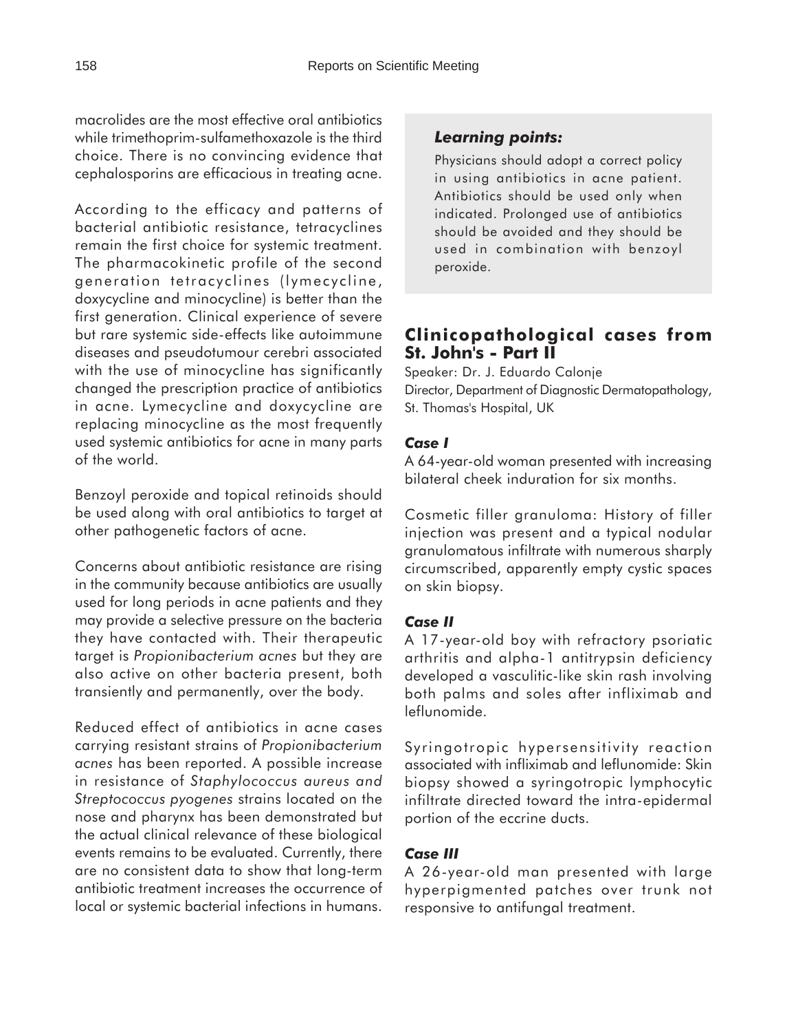macrolides are the most effective oral antibiotics while trimethoprim-sulfamethoxazole is the third choice. There is no convincing evidence that cephalosporins are efficacious in treating acne.

According to the efficacy and patterns of bacterial antibiotic resistance, tetracyclines remain the first choice for systemic treatment. The pharmacokinetic profile of the second generation tetracyclines (lymecycline, doxycycline and minocycline) is better than the first generation. Clinical experience of severe but rare systemic side-effects like autoimmune diseases and pseudotumour cerebri associated with the use of minocycline has significantly changed the prescription practice of antibiotics in acne. Lymecycline and doxycycline are replacing minocycline as the most frequently used systemic antibiotics for acne in many parts of the world.

Benzoyl peroxide and topical retinoids should be used along with oral antibiotics to target at other pathogenetic factors of acne.

Concerns about antibiotic resistance are rising in the community because antibiotics are usually used for long periods in acne patients and they may provide a selective pressure on the bacteria they have contacted with. Their therapeutic target is *Propionibacterium acnes* but they are also active on other bacteria present, both transiently and permanently, over the body.

Reduced effect of antibiotics in acne cases carrying resistant strains of *Propionibacterium acnes* has been reported. A possible increase in resistance of *Staphylococcus aureus and Streptococcus pyogenes* strains located on the nose and pharynx has been demonstrated but the actual clinical relevance of these biological events remains to be evaluated. Currently, there are no consistent data to show that long-term antibiotic treatment increases the occurrence of local or systemic bacterial infections in humans.

> ***Learning points:***
>
> Physicians should adopt a correct policy in using antibiotics in acne patient. Antibiotics should be used only when indicated. Prolonged use of antibiotics should be avoided and they should be used in combination with benzoyl peroxide.

## Clinicopathological cases from St. John's - Part II

Speaker: Dr. J. Eduardo Calonje
Director, Department of Diagnostic Dermatopathology, St. Thomas's Hospital, UK

### *Case I*

A 64-year-old woman presented with increasing bilateral cheek induration for six months.

Cosmetic filler granuloma: History of filler injection was present and a typical nodular granulomatous infiltrate with numerous sharply circumscribed, apparently empty cystic spaces on skin biopsy.

### *Case II*

A 17-year-old boy with refractory psoriatic arthritis and alpha-1 antitrypsin deficiency developed a vasculitic-like skin rash involving both palms and soles after infliximab and leflunomide.

Syringotropic hypersensitivity reaction associated with infliximab and leflunomide: Skin biopsy showed a syringotropic lymphocytic infiltrate directed toward the intra-epidermal portion of the eccrine ducts.

### *Case III*

A 26-year-old man presented with large hyperpigmented patches over trunk not responsive to antifungal treatment.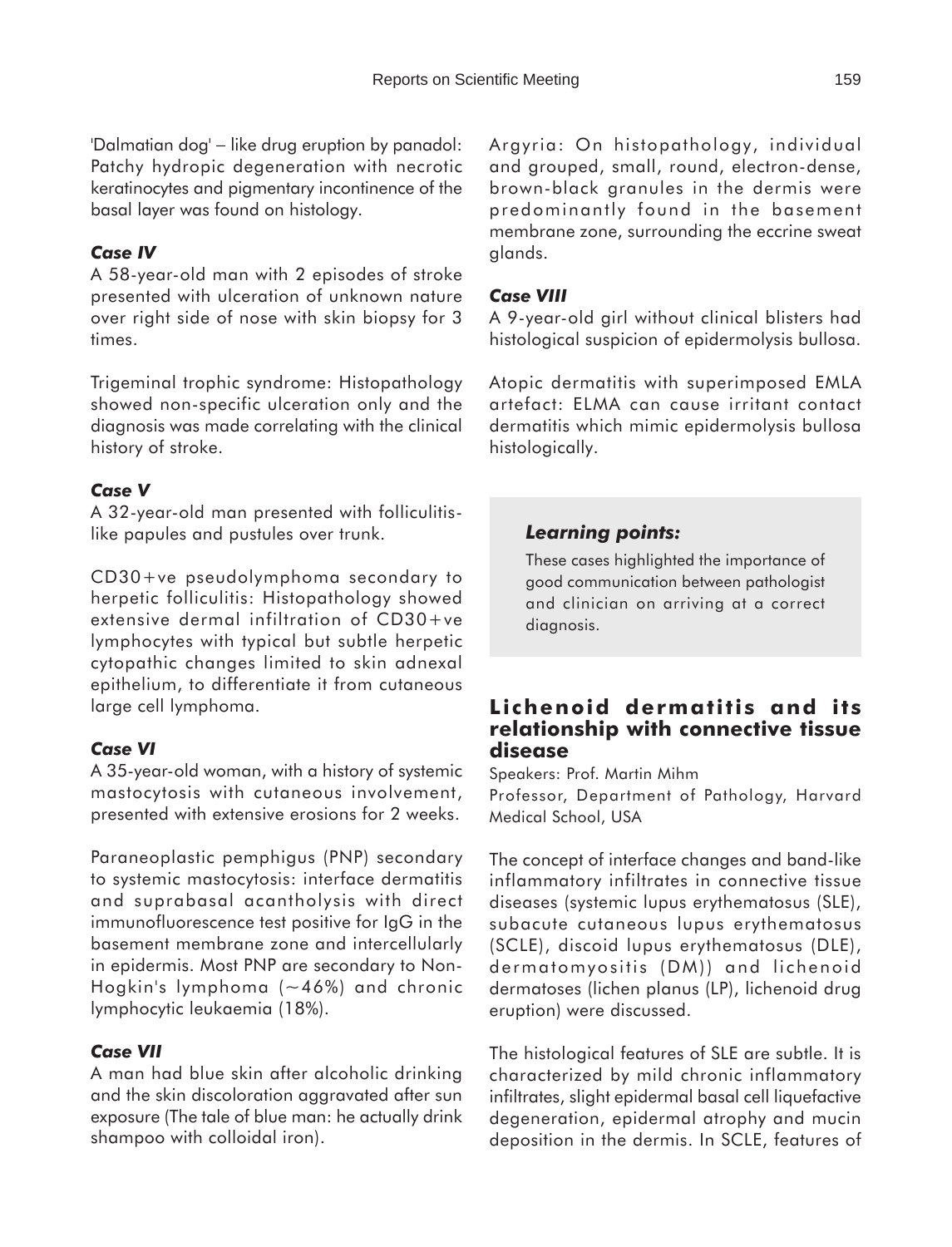'Dalmatian dog' – like drug eruption by panadol: Patchy hydropic degeneration with necrotic keratinocytes and pigmentary incontinence of the basal layer was found on histology.

### *Case IV*

A 58-year-old man with 2 episodes of stroke presented with ulceration of unknown nature over right side of nose with skin biopsy for 3 times.

Trigeminal trophic syndrome: Histopathology showed non-specific ulceration only and the diagnosis was made correlating with the clinical history of stroke.

### *Case V*

A 32-year-old man presented with folliculitis-like papules and pustules over trunk.

CD30+ve pseudolymphoma secondary to herpetic folliculitis: Histopathology showed extensive dermal infiltration of CD30+ve lymphocytes with typical but subtle herpetic cytopathic changes limited to skin adnexal epithelium, to differentiate it from cutaneous large cell lymphoma.

### *Case VI*

A 35-year-old woman, with a history of systemic mastocytosis with cutaneous involvement, presented with extensive erosions for 2 weeks.

Paraneoplastic pemphigus (PNP) secondary to systemic mastocytosis: interface dermatitis and suprabasal acantholysis with direct immunofluorescence test positive for IgG in the basement membrane zone and intercellularly in epidermis. Most PNP are secondary to Non-Hogkin's lymphoma (~46%) and chronic lymphocytic leukaemia (18%).

### *Case VII*

A man had blue skin after alcoholic drinking and the skin discoloration aggravated after sun exposure (The tale of blue man: he actually drink shampoo with colloidal iron).

Argyria: On histopathology, individual and grouped, small, round, electron-dense, brown-black granules in the dermis were predominantly found in the basement membrane zone, surrounding the eccrine sweat glands.

### *Case VIII*

A 9-year-old girl without clinical blisters had histological suspicion of epidermolysis bullosa.

Atopic dermatitis with superimposed EMLA artefact: ELMA can cause irritant contact dermatitis which mimic epidermolysis bullosa histologically.

> ***Learning points:***
>
> These cases highlighted the importance of good communication between pathologist and clinician on arriving at a correct diagnosis.

## Lichenoid dermatitis and its relationship with connective tissue disease

Speakers: Prof. Martin Mihm
Professor, Department of Pathology, Harvard Medical School, USA

The concept of interface changes and band-like inflammatory infiltrates in connective tissue diseases (systemic lupus erythematosus (SLE), subacute cutaneous lupus erythematosus (SCLE), discoid lupus erythematosus (DLE), dermatomyositis (DM)) and lichenoid dermatoses (lichen planus (LP), lichenoid drug eruption) were discussed.

The histological features of SLE are subtle. It is characterized by mild chronic inflammatory infiltrates, slight epidermal basal cell liquefactive degeneration, epidermal atrophy and mucin deposition in the dermis. In SCLE, features of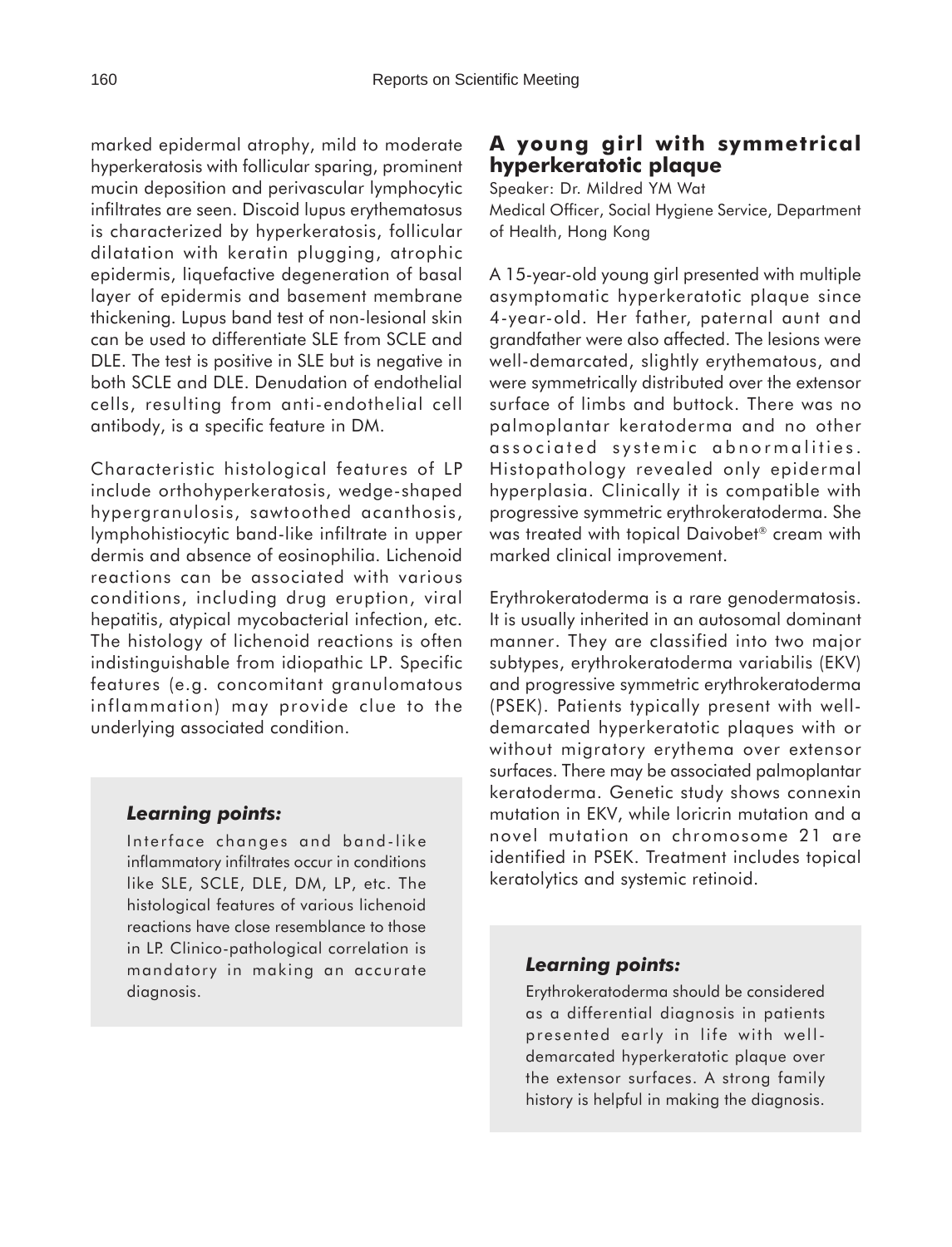marked epidermal atrophy, mild to moderate hyperkeratosis with follicular sparing, prominent mucin deposition and perivascular lymphocytic infiltrates are seen. Discoid lupus erythematosus is characterized by hyperkeratosis, follicular dilatation with keratin plugging, atrophic epidermis, liquefactive degeneration of basal layer of epidermis and basement membrane thickening. Lupus band test of non-lesional skin can be used to differentiate SLE from SCLE and DLE. The test is positive in SLE but is negative in both SCLE and DLE. Denudation of endothelial cells, resulting from anti-endothelial cell antibody, is a specific feature in DM.

Characteristic histological features of LP include orthohyperkeratosis, wedge-shaped hypergranulosis, sawtoothed acanthosis, lymphohistiocytic band-like infiltrate in upper dermis and absence of eosinophilia. Lichenoid reactions can be associated with various conditions, including drug eruption, viral hepatitis, atypical mycobacterial infection, etc. The histology of lichenoid reactions is often indistinguishable from idiopathic LP. Specific features (e.g. concomitant granulomatous inflammation) may provide clue to the underlying associated condition.

### *Learning points:*

Interface changes and band-like inflammatory infiltrates occur in conditions like SLE, SCLE, DLE, DM, LP, etc. The histological features of various lichenoid reactions have close resemblance to those in LP. Clinico-pathological correlation is mandatory in making an accurate diagnosis.

## A young girl with symmetrical hyperkeratotic plaque

Speaker: Dr. Mildred YM Wat
Medical Officer, Social Hygiene Service, Department of Health, Hong Kong

A 15-year-old young girl presented with multiple asymptomatic hyperkeratotic plaque since 4-year-old. Her father, paternal aunt and grandfather were also affected. The lesions were well-demarcated, slightly erythematous, and were symmetrically distributed over the extensor surface of limbs and buttock. There was no palmoplantar keratoderma and no other associated systemic abnormalities. Histopathology revealed only epidermal hyperplasia. Clinically it is compatible with progressive symmetric erythrokeratoderma. She was treated with topical Daivobet® cream with marked clinical improvement.

Erythrokeratoderma is a rare genodermatosis. It is usually inherited in an autosomal dominant manner. They are classified into two major subtypes, erythrokeratoderma variabilis (EKV) and progressive symmetric erythrokeratoderma (PSEK). Patients typically present with well-demarcated hyperkeratotic plaques with or without migratory erythema over extensor surfaces. There may be associated palmoplantar keratoderma. Genetic study shows connexin mutation in EKV, while loricrin mutation and a novel mutation on chromosome 21 are identified in PSEK. Treatment includes topical keratolytics and systemic retinoid.

### *Learning points:*

Erythrokeratoderma should be considered as a differential diagnosis in patients presented early in life with well-demarcated hyperkeratotic plaque over the extensor surfaces. A strong family history is helpful in making the diagnosis.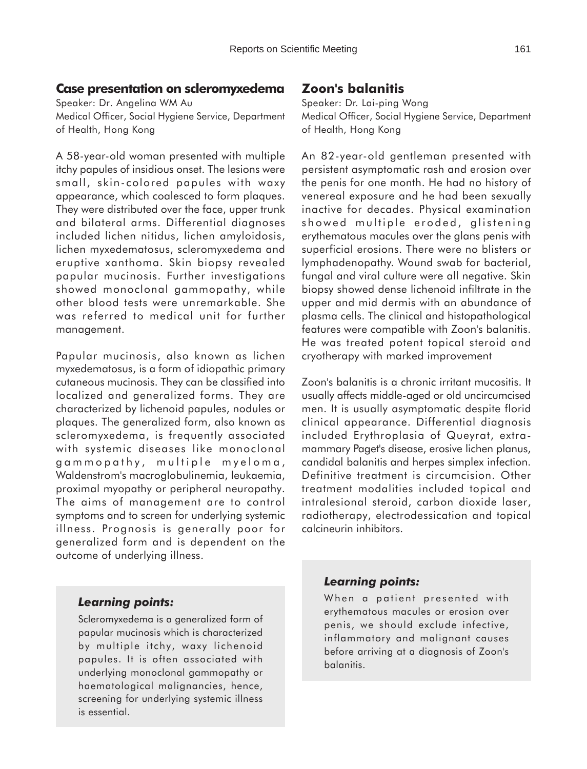## Case presentation on scleromyxedema

Speaker: Dr. Angelina WM Au
Medical Officer, Social Hygiene Service, Department of Health, Hong Kong

A 58-year-old woman presented with multiple itchy papules of insidious onset. The lesions were small, skin-colored papules with waxy appearance, which coalesced to form plaques. They were distributed over the face, upper trunk and bilateral arms. Differential diagnoses included lichen nitidus, lichen amyloidosis, lichen myxedematosus, scleromyxedema and eruptive xanthoma. Skin biopsy revealed papular mucinosis. Further investigations showed monoclonal gammopathy, while other blood tests were unremarkable. She was referred to medical unit for further management.

Papular mucinosis, also known as lichen myxedematosus, is a form of idiopathic primary cutaneous mucinosis. They can be classified into localized and generalized forms. They are characterized by lichenoid papules, nodules or plaques. The generalized form, also known as scleromyxedema, is frequently associated with systemic diseases like monoclonal gammopathy, multiple myeloma, Waldenstrom's macroglobulinemia, leukaemia, proximal myopathy or peripheral neuropathy. The aims of management are to control symptoms and to screen for underlying systemic illness. Prognosis is generally poor for generalized form and is dependent on the outcome of underlying illness.

### *Learning points:*

Scleromyxedema is a generalized form of papular mucinosis which is characterized by multiple itchy, waxy lichenoid papules. It is often associated with underlying monoclonal gammopathy or haematological malignancies, hence, screening for underlying systemic illness is essential.

## Zoon's balanitis

Speaker: Dr. Lai-ping Wong
Medical Officer, Social Hygiene Service, Department of Health, Hong Kong

An 82-year-old gentleman presented with persistent asymptomatic rash and erosion over the penis for one month. He had no history of venereal exposure and he had been sexually inactive for decades. Physical examination showed multiple eroded, glistening erythematous macules over the glans penis with superficial erosions. There were no blisters or lymphadenopathy. Wound swab for bacterial, fungal and viral culture were all negative. Skin biopsy showed dense lichenoid infiltrate in the upper and mid dermis with an abundance of plasma cells. The clinical and histopathological features were compatible with Zoon's balanitis. He was treated potent topical steroid and cryotherapy with marked improvement

Zoon's balanitis is a chronic irritant mucositis. It usually affects middle-aged or old uncircumcised men. It is usually asymptomatic despite florid clinical appearance. Differential diagnosis included Erythroplasia of Queyrat, extra-mammary Paget's disease, erosive lichen planus, candidal balanitis and herpes simplex infection. Definitive treatment is circumcision. Other treatment modalities included topical and intralesional steroid, carbon dioxide laser, radiotherapy, electrodessication and topical calcineurin inhibitors.

### *Learning points:*

When a patient presented with erythematous macules or erosion over penis, we should exclude infective, inflammatory and malignant causes before arriving at a diagnosis of Zoon's balanitis.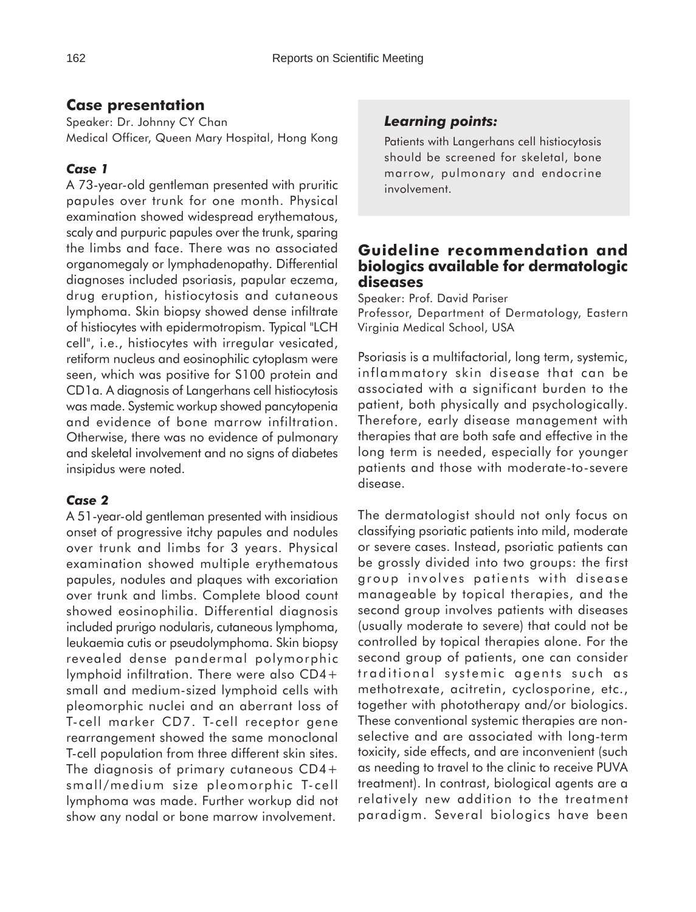## Case presentation

Speaker: Dr. Johnny CY Chan
Medical Officer, Queen Mary Hospital, Hong Kong

### *Case 1*

A 73-year-old gentleman presented with pruritic papules over trunk for one month. Physical examination showed widespread erythematous, scaly and purpuric papules over the trunk, sparing the limbs and face. There was no associated organomegaly or lymphadenopathy. Differential diagnoses included psoriasis, papular eczema, drug eruption, histiocytosis and cutaneous lymphoma. Skin biopsy showed dense infiltrate of histiocytes with epidermotropism. Typical "LCH cell", i.e., histiocytes with irregular vesicated, retiform nucleus and eosinophilic cytoplasm were seen, which was positive for S100 protein and CD1a. A diagnosis of Langerhans cell histiocytosis was made. Systemic workup showed pancytopenia and evidence of bone marrow infiltration. Otherwise, there was no evidence of pulmonary and skeletal involvement and no signs of diabetes insipidus were noted.

### *Case 2*

A 51-year-old gentleman presented with insidious onset of progressive itchy papules and nodules over trunk and limbs for 3 years. Physical examination showed multiple erythematous papules, nodules and plaques with excoriation over trunk and limbs. Complete blood count showed eosinophilia. Differential diagnosis included prurigo nodularis, cutaneous lymphoma, leukaemia cutis or pseudolymphoma. Skin biopsy revealed dense pandermal polymorphic lymphoid infiltration. There were also CD4+ small and medium-sized lymphoid cells with pleomorphic nuclei and an aberrant loss of T-cell marker CD7. T-cell receptor gene rearrangement showed the same monoclonal T-cell population from three different skin sites. The diagnosis of primary cutaneous CD4+ small/medium size pleomorphic T-cell lymphoma was made. Further workup did not show any nodal or bone marrow involvement.

> ***Learning points:***
>
> Patients with Langerhans cell histiocytosis should be screened for skeletal, bone marrow, pulmonary and endocrine involvement.

## Guideline recommendation and biologics available for dermatologic diseases

Speaker: Prof. David Pariser
Professor, Department of Dermatology, Eastern Virginia Medical School, USA

Psoriasis is a multifactorial, long term, systemic, inflammatory skin disease that can be associated with a significant burden to the patient, both physically and psychologically. Therefore, early disease management with therapies that are both safe and effective in the long term is needed, especially for younger patients and those with moderate-to-severe disease.

The dermatologist should not only focus on classifying psoriatic patients into mild, moderate or severe cases. Instead, psoriatic patients can be grossly divided into two groups: the first group involves patients with disease manageable by topical therapies, and the second group involves patients with diseases (usually moderate to severe) that could not be controlled by topical therapies alone. For the second group of patients, one can consider traditional systemic agents such as methotrexate, acitretin, cyclosporine, etc., together with phototherapy and/or biologics. These conventional systemic therapies are non-selective and are associated with long-term toxicity, side effects, and are inconvenient (such as needing to travel to the clinic to receive PUVA treatment). In contrast, biological agents are a relatively new addition to the treatment paradigm. Several biologics have been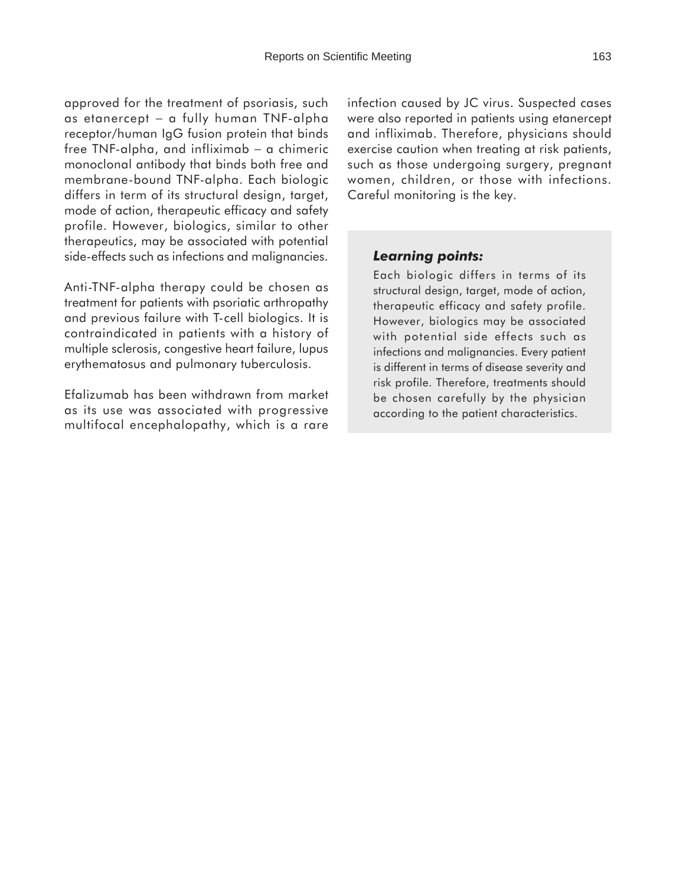approved for the treatment of psoriasis, such as etanercept – a fully human TNF-alpha receptor/human IgG fusion protein that binds free TNF-alpha, and infliximab – a chimeric monoclonal antibody that binds both free and membrane-bound TNF-alpha. Each biologic differs in term of its structural design, target, mode of action, therapeutic efficacy and safety profile. However, biologics, similar to other therapeutics, may be associated with potential side-effects such as infections and malignancies.

Anti-TNF-alpha therapy could be chosen as treatment for patients with psoriatic arthropathy and previous failure with T-cell biologics. It is contraindicated in patients with a history of multiple sclerosis, congestive heart failure, lupus erythematosus and pulmonary tuberculosis.

Efalizumab has been withdrawn from market as its use was associated with progressive multifocal encephalopathy, which is a rare infection caused by JC virus. Suspected cases were also reported in patients using etanercept and infliximab. Therefore, physicians should exercise caution when treating at risk patients, such as those undergoing surgery, pregnant women, children, or those with infections. Careful monitoring is the key.

***Learning points:***

Each biologic differs in terms of its structural design, target, mode of action, therapeutic efficacy and safety profile. However, biologics may be associated with potential side effects such as infections and malignancies. Every patient is different in terms of disease severity and risk profile. Therefore, treatments should be chosen carefully by the physician according to the patient characteristics.